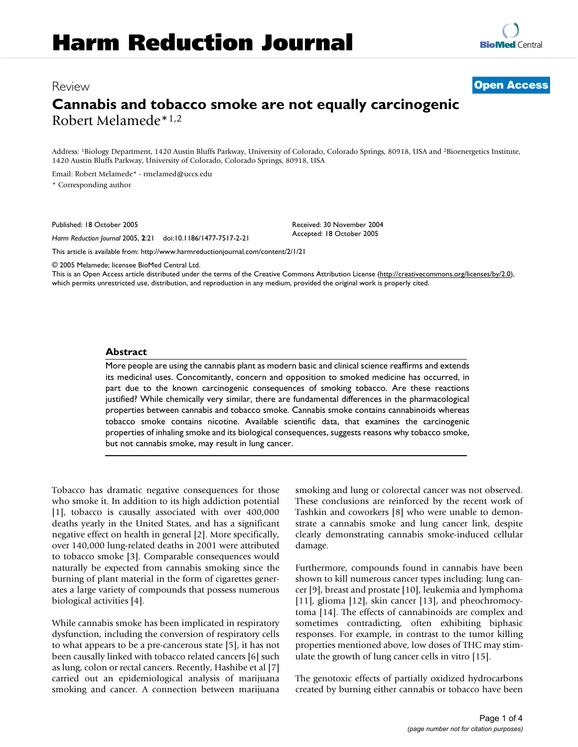# Harm Reduction Journal

Review **Open Access**

## Cannabis and tobacco smoke are not equally carcinogenic

Robert Melamede*[1,2]

Address: [1]Biology Department, 1420 Austin Bluffs Parkway, University of Colorado, Colorado Springs, 80918, USA and [2]Bioenergetics Institute, 1420 Austin Bluffs Parkway, University of Colorado, Colorado Springs, 80918, USA

Email: Robert Melamede* - rmelamed@uccs.edu

* Corresponding author

Published: 18 October 2005

*Harm Reduction Journal* 2005, **2**:21 doi:10.1186/1477-7517-2-21

Received: 30 November 2004

Accepted: 18 October 2005

This article is available from: http://www.harmreductionjournal.com/content/2/1/21

© 2005 Melamede; licensee BioMed Central Ltd.

This is an Open Access article distributed under the terms of the Creative Commons Attribution License (http://creativecommons.org/licenses/by/2.0), which permits unrestricted use, distribution, and reproduction in any medium, provided the original work is properly cited.

### Abstract

More people are using the cannabis plant as modern basic and clinical science reaffirms and extends its medicinal uses. Concomitantly, concern and opposition to smoked medicine has occurred, in part due to the known carcinogenic consequences of smoking tobacco. Are these reactions justified? While chemically very similar, there are fundamental differences in the pharmacological properties between cannabis and tobacco smoke. Cannabis smoke contains cannabinoids whereas tobacco smoke contains nicotine. Available scientific data, that examines the carcinogenic properties of inhaling smoke and its biological consequences, suggests reasons why tobacco smoke, but not cannabis smoke, may result in lung cancer.

Tobacco has dramatic negative consequences for those who smoke it. In addition to its high addiction potential [1], tobacco is causally associated with over 400,000 deaths yearly in the United States, and has a significant negative effect on health in general [2]. More specifically, over 140,000 lung-related deaths in 2001 were attributed to tobacco smoke [3]. Comparable consequences would naturally be expected from cannabis smoking since the burning of plant material in the form of cigarettes generates a large variety of compounds that possess numerous biological activities [4].

While cannabis smoke has been implicated in respiratory dysfunction, including the conversion of respiratory cells to what appears to be a pre-cancerous state [5], it has not been causally linked with tobacco related cancers [6] such as lung, colon or rectal cancers. Recently, Hashibe et al [7] carried out an epidemiological analysis of marijuana smoking and cancer. A connection between marijuana smoking and lung or colorectal cancer was not observed. These conclusions are reinforced by the recent work of Tashkin and coworkers [8] who were unable to demonstrate a cannabis smoke and lung cancer link, despite clearly demonstrating cannabis smoke-induced cellular damage.

Furthermore, compounds found in cannabis have been shown to kill numerous cancer types including: lung cancer [9], breast and prostate [10], leukemia and lymphoma [11], glioma [12], skin cancer [13], and pheochromocytoma [14]. The effects of cannabinoids are complex and sometimes contradicting, often exhibiting biphasic responses. For example, in contrast to the tumor killing properties mentioned above, low doses of THC may stimulate the growth of lung cancer cells in vitro [15].

The genotoxic effects of partially oxidized hydrocarbons created by burning either cannabis or tobacco have been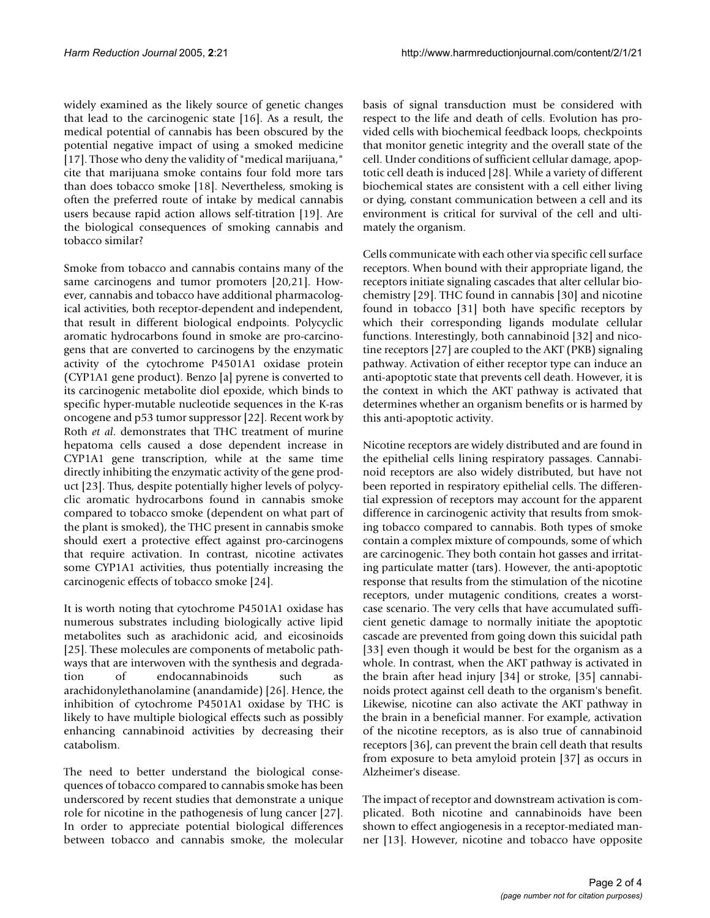widely examined as the likely source of genetic changes that lead to the carcinogenic state [16]. As a result, the medical potential of cannabis has been obscured by the potential negative impact of using a smoked medicine [17]. Those who deny the validity of "medical marijuana," cite that marijuana smoke contains four fold more tars than does tobacco smoke [18]. Nevertheless, smoking is often the preferred route of intake by medical cannabis users because rapid action allows self-titration [19]. Are the biological consequences of smoking cannabis and tobacco similar?

Smoke from tobacco and cannabis contains many of the same carcinogens and tumor promoters [20,21]. However, cannabis and tobacco have additional pharmacological activities, both receptor-dependent and independent, that result in different biological endpoints. Polycyclic aromatic hydrocarbons found in smoke are pro-carcinogens that are converted to carcinogens by the enzymatic activity of the cytochrome P4501A1 oxidase protein (CYP1A1 gene product). Benzo [a] pyrene is converted to its carcinogenic metabolite diol epoxide, which binds to specific hyper-mutable nucleotide sequences in the K-ras oncogene and p53 tumor suppressor [22]. Recent work by Roth *et al*. demonstrates that THC treatment of murine hepatoma cells caused a dose dependent increase in CYP1A1 gene transcription, while at the same time directly inhibiting the enzymatic activity of the gene product [23]. Thus, despite potentially higher levels of polycyclic aromatic hydrocarbons found in cannabis smoke compared to tobacco smoke (dependent on what part of the plant is smoked), the THC present in cannabis smoke should exert a protective effect against pro-carcinogens that require activation. In contrast, nicotine activates some CYP1A1 activities, thus potentially increasing the carcinogenic effects of tobacco smoke [24].

It is worth noting that cytochrome P4501A1 oxidase has numerous substrates including biologically active lipid metabolites such as arachidonic acid, and eicosinoids [25]. These molecules are components of metabolic pathways that are interwoven with the synthesis and degradation of endocannabinoids such as arachidonylethanolamine (anandamide) [26]. Hence, the inhibition of cytochrome P4501A1 oxidase by THC is likely to have multiple biological effects such as possibly enhancing cannabinoid activities by decreasing their catabolism.

The need to better understand the biological consequences of tobacco compared to cannabis smoke has been underscored by recent studies that demonstrate a unique role for nicotine in the pathogenesis of lung cancer [27]. In order to appreciate potential biological differences between tobacco and cannabis smoke, the molecular basis of signal transduction must be considered with respect to the life and death of cells. Evolution has provided cells with biochemical feedback loops, checkpoints that monitor genetic integrity and the overall state of the cell. Under conditions of sufficient cellular damage, apoptotic cell death is induced [28]. While a variety of different biochemical states are consistent with a cell either living or dying, constant communication between a cell and its environment is critical for survival of the cell and ultimately the organism.

Cells communicate with each other via specific cell surface receptors. When bound with their appropriate ligand, the receptors initiate signaling cascades that alter cellular biochemistry [29]. THC found in cannabis [30] and nicotine found in tobacco [31] both have specific receptors by which their corresponding ligands modulate cellular functions. Interestingly, both cannabinoid [32] and nicotine receptors [27] are coupled to the AKT (PKB) signaling pathway. Activation of either receptor type can induce an anti-apoptotic state that prevents cell death. However, it is the context in which the AKT pathway is activated that determines whether an organism benefits or is harmed by this anti-apoptotic activity.

Nicotine receptors are widely distributed and are found in the epithelial cells lining respiratory passages. Cannabinoid receptors are also widely distributed, but have not been reported in respiratory epithelial cells. The differential expression of receptors may account for the apparent difference in carcinogenic activity that results from smoking tobacco compared to cannabis. Both types of smoke contain a complex mixture of compounds, some of which are carcinogenic. They both contain hot gasses and irritating particulate matter (tars). However, the anti-apoptotic response that results from the stimulation of the nicotine receptors, under mutagenic conditions, creates a worst-case scenario. The very cells that have accumulated sufficient genetic damage to normally initiate the apoptotic cascade are prevented from going down this suicidal path [33] even though it would be best for the organism as a whole. In contrast, when the AKT pathway is activated in the brain after head injury [34] or stroke, [35] cannabinoids protect against cell death to the organism's benefit. Likewise, nicotine can also activate the AKT pathway in the brain in a beneficial manner. For example, activation of the nicotine receptors, as is also true of cannabinoid receptors [36], can prevent the brain cell death that results from exposure to beta amyloid protein [37] as occurs in Alzheimer's disease.

The impact of receptor and downstream activation is complicated. Both nicotine and cannabinoids have been shown to effect angiogenesis in a receptor-mediated manner [13]. However, nicotine and tobacco have opposite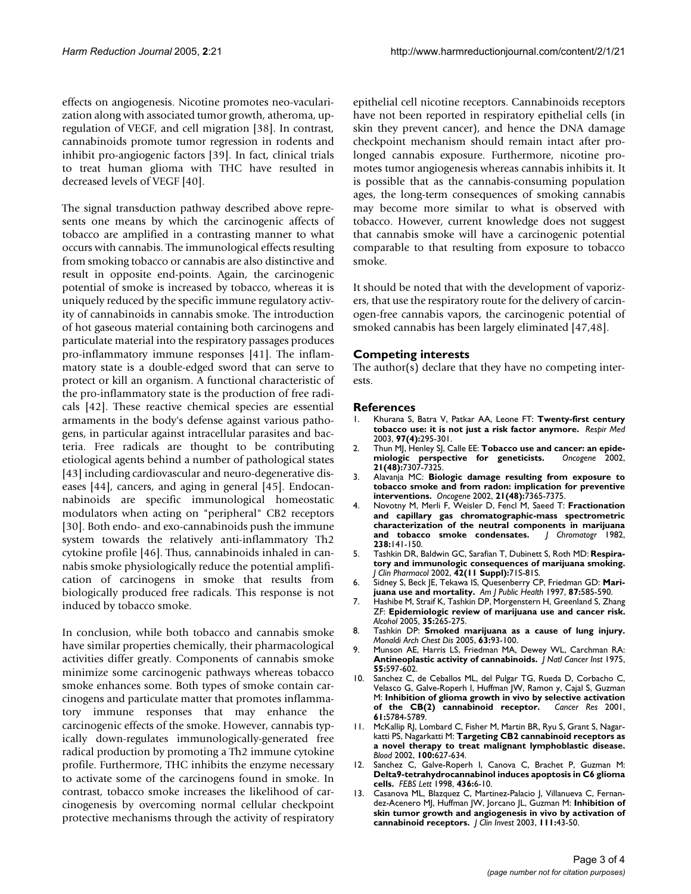effects on angiogenesis. Nicotine promotes neo-vacularization along with associated tumor growth, atheroma, up-regulation of VEGF, and cell migration [38]. In contrast, cannabinoids promote tumor regression in rodents and inhibit pro-angiogenic factors [39]. In fact, clinical trials to treat human glioma with THC have resulted in decreased levels of VEGF [40].

The signal transduction pathway described above represents one means by which the carcinogenic affects of tobacco are amplified in a contrasting manner to what occurs with cannabis. The immunological effects resulting from smoking tobacco or cannabis are also distinctive and result in opposite end-points. Again, the carcinogenic potential of smoke is increased by tobacco, whereas it is uniquely reduced by the specific immune regulatory activity of cannabinoids in cannabis smoke. The introduction of hot gaseous material containing both carcinogens and particulate material into the respiratory passages produces pro-inflammatory immune responses [41]. The inflammatory state is a double-edged sword that can serve to protect or kill an organism. A functional characteristic of the pro-inflammatory state is the production of free radicals [42]. These reactive chemical species are essential armaments in the body's defense against various pathogens, in particular against intracellular parasites and bacteria. Free radicals are thought to be contributing etiological agents behind a number of pathological states [43] including cardiovascular and neuro-degenerative diseases [44], cancers, and aging in general [45]. Endocannabinoids are specific immunological homeostatic modulators when acting on "peripheral" CB2 receptors [30]. Both endo- and exo-cannabinoids push the immune system towards the relatively anti-inflammatory Th2 cytokine profile [46]. Thus, cannabinoids inhaled in cannabis smoke physiologically reduce the potential amplification of carcinogens in smoke that results from biologically produced free radicals. This response is not induced by tobacco smoke.

In conclusion, while both tobacco and cannabis smoke have similar properties chemically, their pharmacological activities differ greatly. Components of cannabis smoke minimize some carcinogenic pathways whereas tobacco smoke enhances some. Both types of smoke contain carcinogens and particulate matter that promotes inflammatory immune responses that may enhance the carcinogenic effects of the smoke. However, cannabis typically down-regulates immunologically-generated free radical production by promoting a Th2 immune cytokine profile. Furthermore, THC inhibits the enzyme necessary to activate some of the carcinogens found in smoke. In contrast, tobacco smoke increases the likelihood of carcinogenesis by overcoming normal cellular checkpoint protective mechanisms through the activity of respiratory epithelial cell nicotine receptors. Cannabinoids receptors have not been reported in respiratory epithelial cells (in skin they prevent cancer), and hence the DNA damage checkpoint mechanism should remain intact after prolonged cannabis exposure. Furthermore, nicotine promotes tumor angiogenesis whereas cannabis inhibits it. It is possible that as the cannabis-consuming population ages, the long-term consequences of smoking cannabis may become more similar to what is observed with tobacco. However, current knowledge does not suggest that cannabis smoke will have a carcinogenic potential comparable to that resulting from exposure to tobacco smoke.

It should be noted that with the development of vaporizers, that use the respiratory route for the delivery of carcinogen-free cannabis vapors, the carcinogenic potential of smoked cannabis has been largely eliminated [47,48].

## Competing interests

The author(s) declare that they have no competing interests.

## References

1. Khurana S, Batra V, Patkar AA, Leone FT: **Twenty-first century tobacco use: it is not just a risk factor anymore.** *Respir Med* 2003, **97(4):**295-301.
2. Thun MJ, Henley SJ, Calle EE: **Tobacco use and cancer: an epidemiologic perspective for geneticists.** *Oncogene* 2002, **21(48):**7307-7325.
3. Alavanja MC: **Biologic damage resulting from exposure to tobacco smoke and from radon: implication for preventive interventions.** *Oncogene* 2002, **21(48):**7365-7375.
4. Novotny M, Merli F, Weisler D, Fencl M, Saeed T: **Fractionation and capillary gas chromatographic-mass spectrometric characterization of the neutral components in marijuana and tobacco smoke condensates.** *J Chromatogr* 1982, **238:**141-150.
5. Tashkin DR, Baldwin GC, Sarafian T, Dubinett S, Roth MD: **Respiratory and immunologic consequences of marijuana smoking.** *J Clin Pharmacol* 2002, **42(11 Suppl):**71S-81S.
6. Sidney S, Beck JE, Tekawa IS, Quesenberry CP, Friedman GD: **Marijuana use and mortality.** *Am J Public Health* 1997, **87:**585-590.
7. Hashibe M, Straif K, Tashkin DP, Morgenstern H, Greenland S, Zhang ZF: **Epidemiologic review of marijuana use and cancer risk.** *Alcohol* 2005, **35:**265-275.
8. Tashkin DP: **Smoked marijuana as a cause of lung injury.** *Monaldi Arch Chest Dis* 2005, **63:**93-100.
9. Munson AE, Harris LS, Friedman MA, Dewey WL, Carchman RA: **Antineoplastic activity of cannabinoids.** *J Natl Cancer Inst* 1975, **55:**597-602.
10. Sanchez C, de Ceballos ML, del Pulgar TG, Rueda D, Corbacho C, Velasco G, Galve-Roperh I, Huffman JW, Ramon y, Cajal S, Guzman M: **Inhibition of glioma growth in vivo by selective activation of the CB(2) cannabinoid receptor.** *Cancer Res* 2001, **61:**5784-5789.
11. McKallip RJ, Lombard C, Fisher M, Martin BR, Ryu S, Grant S, Nagarkatti PS, Nagarkatti M: **Targeting CB2 cannabinoid receptors as a novel therapy to treat malignant lymphoblastic disease.** *Blood* 2002, **100:**627-634.
12. Sanchez C, Galve-Roperh I, Canova C, Brachet P, Guzman M: **Delta9-tetrahydrocannabinol induces apoptosis in C6 glioma cells.** *FEBS Lett* 1998, **436:**6-10.
13. Casanova ML, Blazquez C, Martinez-Palacio J, Villanueva C, Fernandez-Acenero MJ, Huffman JW, Jorcano JL, Guzman M: **Inhibition of skin tumor growth and angiogenesis in vivo by activation of cannabinoid receptors.** *J Clin Invest* 2003, **111:**43-50.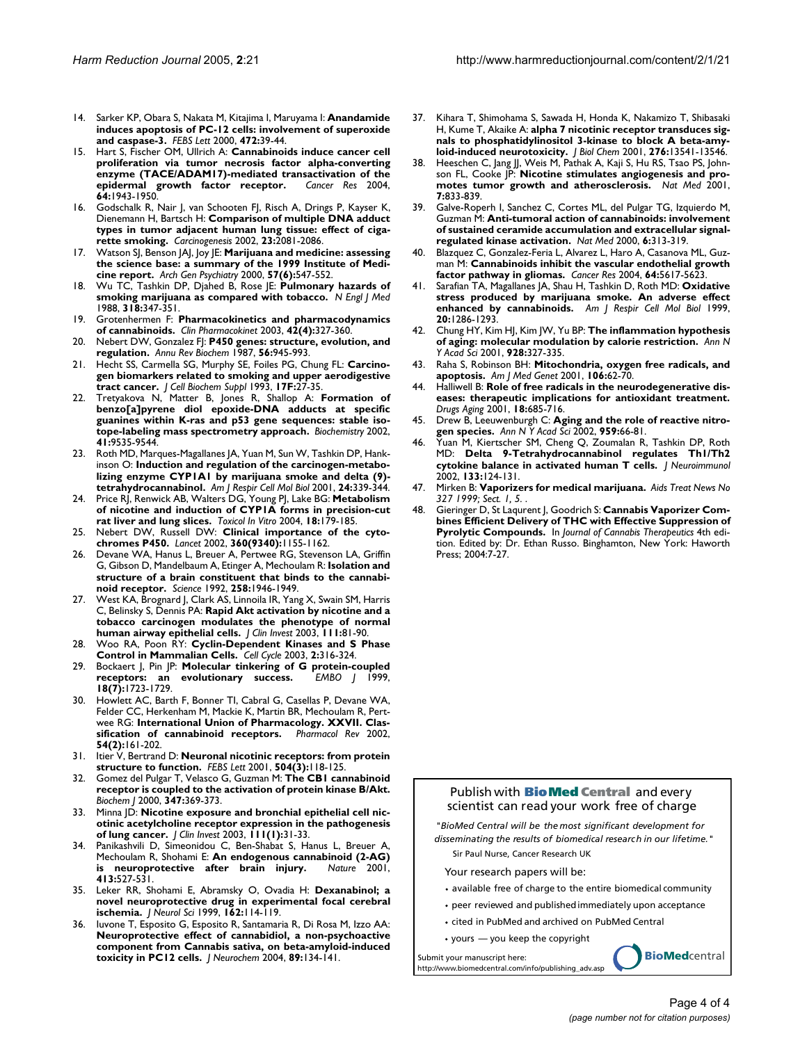14. Sarker KP, Obara S, Nakata M, Kitajima I, Maruyama I: **Anandamide induces apoptosis of PC-12 cells: involvement of superoxide and caspase-3.** *FEBS Lett* 2000, **472:**39-44.
15. Hart S, Fischer OM, Ullrich A: **Cannabinoids induce cancer cell proliferation via tumor necrosis factor alpha-converting enzyme (TACE/ADAM17)-mediated transactivation of the epidermal growth factor receptor.** *Cancer Res* 2004, **64:**1943-1950.
16. Godschalk R, Nair J, van Schooten FJ, Risch A, Drings P, Kayser K, Dienemann H, Bartsch H: **Comparison of multiple DNA adduct types in tumor adjacent human lung tissue: effect of cigarette smoking.** *Carcinogenesis* 2002, **23:**2081-2086.
17. Watson SJ, Benson JAJ, Joy JE: **Marijuana and medicine: assessing the science base: a summary of the 1999 Institute of Medicine report.** *Arch Gen Psychiatry* 2000, **57(6):**547-552.
18. Wu TC, Tashkin DP, Djahed B, Rose JE: **Pulmonary hazards of smoking marijuana as compared with tobacco.** *N Engl J Med* 1988, **318:**347-351.
19. Grotenhermen F: **Pharmacokinetics and pharmacodynamics of cannabinoids.** *Clin Pharmacokinet* 2003, **42(4):**327-360.
20. Nebert DW, Gonzalez FJ: **P450 genes: structure, evolution, and regulation.** *Annu Rev Biochem* 1987, **56:**945-993.
21. Hecht SS, Carmella SG, Murphy SE, Foiles PG, Chung FL: **Carcinogen biomarkers related to smoking and upper aerodigestive tract cancer.** *J Cell Biochem Suppl* 1993, **17F:**27-35.
22. Tretyakova N, Matter B, Jones R, Shallop A: **Formation of benzo[a]pyrene diol epoxide-DNA adducts at specific guanines within K-ras and p53 gene sequences: stable isotope-labeling mass spectrometry approach.** *Biochemistry* 2002, **41:**9535-9544.
23. Roth MD, Marques-Magallanes JA, Yuan M, Sun W, Tashkin DP, Hankinson O: **Induction and regulation of the carcinogen-metabolizing enzyme CYP1A1 by marijuana smoke and delta (9)-tetrahydrocannabinol.** *Am J Respir Cell Mol Biol* 2001, **24:**339-344.
24. Price RJ, Renwick AB, Walters DG, Young PJ, Lake BG: **Metabolism of nicotine and induction of CYP1A forms in precision-cut rat liver and lung slices.** *Toxicol In Vitro* 2004, **18:**179-185.
25. Nebert DW, Russell DW: **Clinical importance of the cytochromes P450.** *Lancet* 2002, **360(9340):**1155-1162.
26. Devane WA, Hanus L, Breuer A, Pertwee RG, Stevenson LA, Griffin G, Gibson D, Mandelbaum A, Etinger A, Mechoulam R: **Isolation and structure of a brain constituent that binds to the cannabinoid receptor.** *Science* 1992, **258:**1946-1949.
27. West KA, Brognard J, Clark AS, Linnoila IR, Yang X, Swain SM, Harris C, Belinsky S, Dennis PA: **Rapid Akt activation by nicotine and a tobacco carcinogen modulates the phenotype of normal human airway epithelial cells.** *J Clin Invest* 2003, **111:**81-90.
28. Woo RA, Poon RY: **Cyclin-Dependent Kinases and S Phase Control in Mammalian Cells.** *Cell Cycle* 2003, **2:**316-324.
29. Bockaert J, Pin JP: **Molecular tinkering of G protein-coupled receptors: an evolutionary success.** *EMBO J* 1999, **18(7):**1723-1729.
30. Howlett AC, Barth F, Bonner TI, Cabral G, Casellas P, Devane WA, Felder CC, Herkenham M, Mackie K, Martin BR, Mechoulam R, Pertwee RG: **International Union of Pharmacology. XXVII. Classification of cannabinoid receptors.** *Pharmacol Rev* 2002, **54(2):**161-202.
31. Itier V, Bertrand D: **Neuronal nicotinic receptors: from protein structure to function.** *FEBS Lett* 2001, **504(3):**118-125.
32. Gomez del Pulgar T, Velasco G, Guzman M: **The CB1 cannabinoid receptor is coupled to the activation of protein kinase B/Akt.** *Biochem J* 2000, **347:**369-373.
33. Minna JD: **Nicotine exposure and bronchial epithelial cell nicotinic acetylcholine receptor expression in the pathogenesis of lung cancer.** *J Clin Invest* 2003, **111(1):**31-33.
34. Panikashvili D, Simeonidou C, Ben-Shabat S, Hanus L, Breuer A, Mechoulam R, Shohami E: **An endogenous cannabinoid (2-AG) is neuroprotective after brain injury.** *Nature* 2001, **413:**527-531.
35. Leker RR, Shohami E, Abramsky O, Ovadia H: **Dexanabinol; a novel neuroprotective drug in experimental focal cerebral ischemia.** *J Neurol Sci* 1999, **162:**114-119.
36. Iuvone T, Esposito G, Esposito R, Santamaria R, Di Rosa M, Izzo AA: **Neuroprotective effect of cannabidiol, a non-psychoactive component from Cannabis sativa, on beta-amyloid-induced toxicity in PC12 cells.** *J Neurochem* 2004, **89:**134-141.
37. Kihara T, Shimohama S, Sawada H, Honda K, Nakamizo T, Shibasaki H, Kume T, Akaike A: **alpha 7 nicotinic receptor transduces signals to phosphatidylinositol 3-kinase to block A beta-amyloid-induced neurotoxicity.** *J Biol Chem* 2001, **276:**13541-13546.
38. Heeschen C, Jang JJ, Weis M, Pathak A, Kaji S, Hu RS, Tsao PS, Johnson FL, Cooke JP: **Nicotine stimulates angiogenesis and promotes tumor growth and atherosclerosis.** *Nat Med* 2001, **7:**833-839.
39. Galve-Roperh I, Sanchez C, Cortes ML, del Pulgar TG, Izquierdo M, Guzman M: **Anti-tumoral action of cannabinoids: involvement of sustained ceramide accumulation and extracellular signal-regulated kinase activation.** *Nat Med* 2000, **6:**313-319.
40. Blazquez C, Gonzalez-Feria L, Alvarez L, Haro A, Casanova ML, Guzman M: **Cannabinoids inhibit the vascular endothelial growth factor pathway in gliomas.** *Cancer Res* 2004, **64:**5617-5623.
41. Sarafian TA, Magallanes JA, Shau H, Tashkin D, Roth MD: **Oxidative stress produced by marijuana smoke. An adverse effect enhanced by cannabinoids.** *Am J Respir Cell Mol Biol* 1999, **20:**1286-1293.
42. Chung HY, Kim HJ, Kim JW, Yu BP: **The inflammation hypothesis of aging: molecular modulation by calorie restriction.** *Ann N Y Acad Sci* 2001, **928:**327-335.
43. Raha S, Robinson BH: **Mitochondria, oxygen free radicals, and apoptosis.** *Am J Med Genet* 2001, **106:**62-70.
44. Halliwell B: **Role of free radicals in the neurodegenerative diseases: therapeutic implications for antioxidant treatment.** *Drugs Aging* 2001, **18:**685-716.
45. Drew B, Leeuwenburgh C: **Aging and the role of reactive nitrogen species.** *Ann N Y Acad Sci* 2002, **959:**66-81.
46. Yuan M, Kiertscher SM, Cheng Q, Zoumalan R, Tashkin DP, Roth MD: **Delta 9-Tetrahydrocannabinol regulates Th1/Th2 cytokine balance in activated human T cells.** *J Neuroimmunol* 2002, **133:**124-131.
47. Mirken B: **Vaporizers for medical marijuana.** *Aids Treat News No 327 1999; Sect. 1, 5.* .
48. Gieringer D, St Laqurent J, Goodrich S: **Cannabis Vaporizer Combines Efficient Delivery of THC with Effective Suppression of Pyrolytic Compounds.** In *Journal of Cannabis Therapeutics* 4th edition. Edited by: Dr. Ethan Russo. Binghamton, New York: Haworth Press; 2004:7-27.

Publish with **BioMed Central** and every scientist can read your work free of charge

*"BioMed Central will be the most significant development for disseminating the results of biomedical research in our lifetime."*

Sir Paul Nurse, Cancer Research UK

Your research papers will be:

- available free of charge to the entire biomedical community
- peer reviewed and published immediately upon acceptance
- cited in PubMed and archived on PubMed Central
- yours — you keep the copyright

Submit your manuscript here:
http://www.biomedcentral.com/info/publishing_adv.asp

BioMedcentral